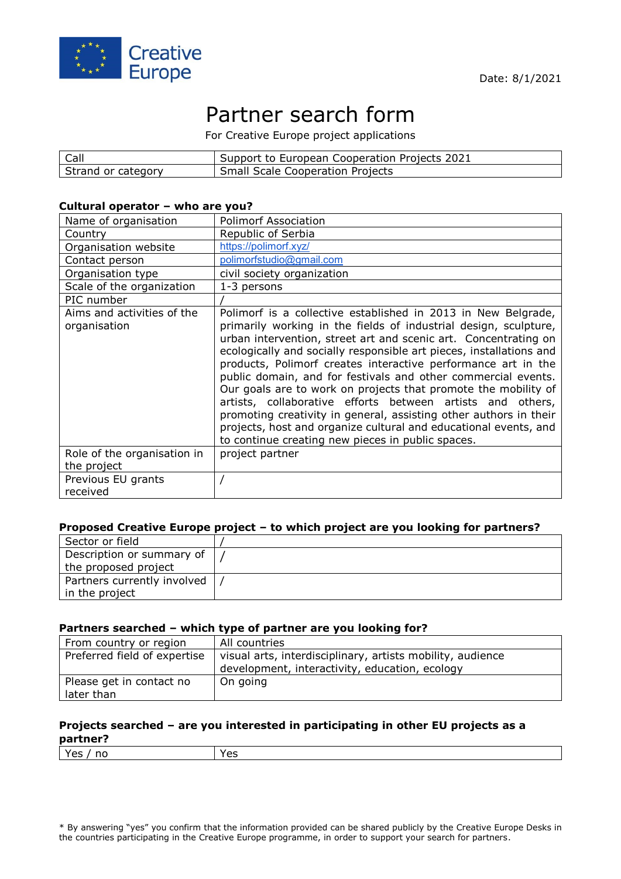Creative Europe

Date: 8/1/2021

# Partner search form

For Creative Europe project applications

| | |
|---|---|
| Call | Support to European Cooperation Projects 2021 |
| Strand or category | Small Scale Cooperation Projects |

### Cultural operator – who are you?

| | |
|---|---|
| Name of organisation | Polimorf Association |
| Country | Republic of Serbia |
| Organisation website | https://polimorf.xyz/ |
| Contact person | polimorfstudio@gmail.com |
| Organisation type | civil society organization |
| Scale of the organization | 1-3 persons |
| PIC number | / |
| Aims and activities of the organisation | Polimorf is a collective established in 2013 in New Belgrade, primarily working in the fields of industrial design, sculpture, urban intervention, street art and scenic art. Concentrating on ecologically and socially responsible art pieces, installations and products, Polimorf creates interactive performance art in the public domain, and for festivals and other commercial events. Our goals are to work on projects that promote the mobility of artists, collaborative efforts between artists and others, promoting creativity in general, assisting other authors in their projects, host and organize cultural and educational events, and to continue creating new pieces in public spaces. |
| Role of the organisation in the project | project partner |
| Previous EU grants received | / |

### Proposed Creative Europe project – to which project are you looking for partners?

| | |
|---|---|
| Sector or field | / |
| Description or summary of the proposed project | / |
| Partners currently involved in the project | / |

### Partners searched – which type of partner are you looking for?

| | |
|---|---|
| From country or region | All countries |
| Preferred field of expertise | visual arts, interdisciplinary, artists mobility, audience development, interactivity, education, ecology |
| Please get in contact no later than | On going |

### Projects searched – are you interested in participating in other EU projects as a partner?

| | |
|---|---|
| Yes / no | Yes |

\* By answering "yes" you confirm that the information provided can be shared publicly by the Creative Europe Desks in the countries participating in the Creative Europe programme, in order to support your search for partners.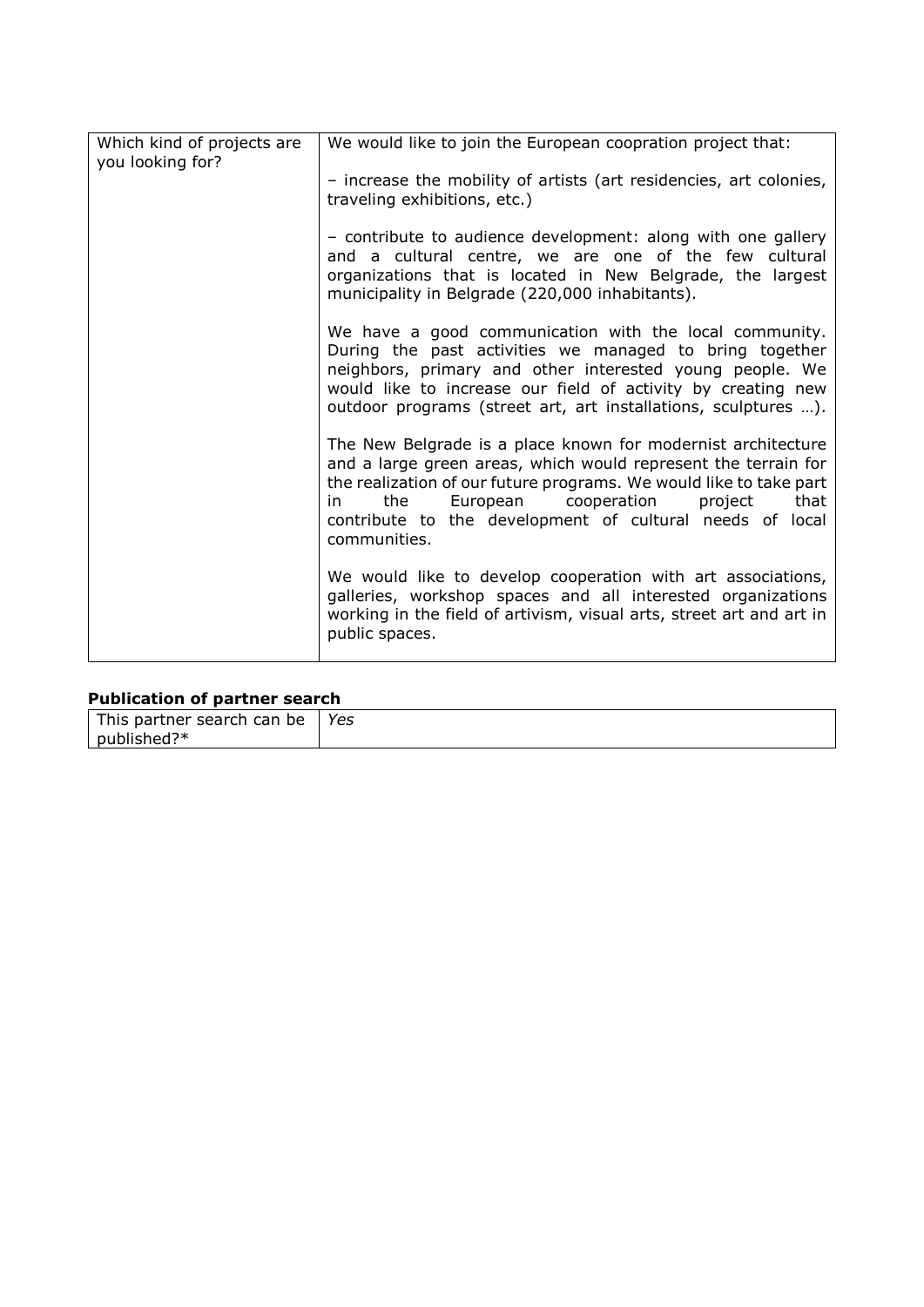| | |
|---|---|
| Which kind of projects are you looking for? | We would like to join the European coopration project that:<br><br>– increase the mobility of artists (art residencies, art colonies, traveling exhibitions, etc.)<br><br>– contribute to audience development: along with one gallery and a cultural centre, we are one of the few cultural organizations that is located in New Belgrade, the largest municipality in Belgrade (220,000 inhabitants).<br><br>We have a good communication with the local community. During the past activities we managed to bring together neighbors, primary and other interested young people. We would like to increase our field of activity by creating new outdoor programs (street art, art installations, sculptures …).<br><br>The New Belgrade is a place known for modernist architecture and a large green areas, which would represent the terrain for the realization of our future programs. We would like to take part in the European cooperation project that contribute to the development of cultural needs of local communities.<br><br>We would like to develop cooperation with art associations, galleries, workshop spaces and all interested organizations working in the field of artivism, visual arts, street art and art in public spaces. |

**Publication of partner search**

| | |
|---|---|
| This partner search can be published?* | *Yes* |